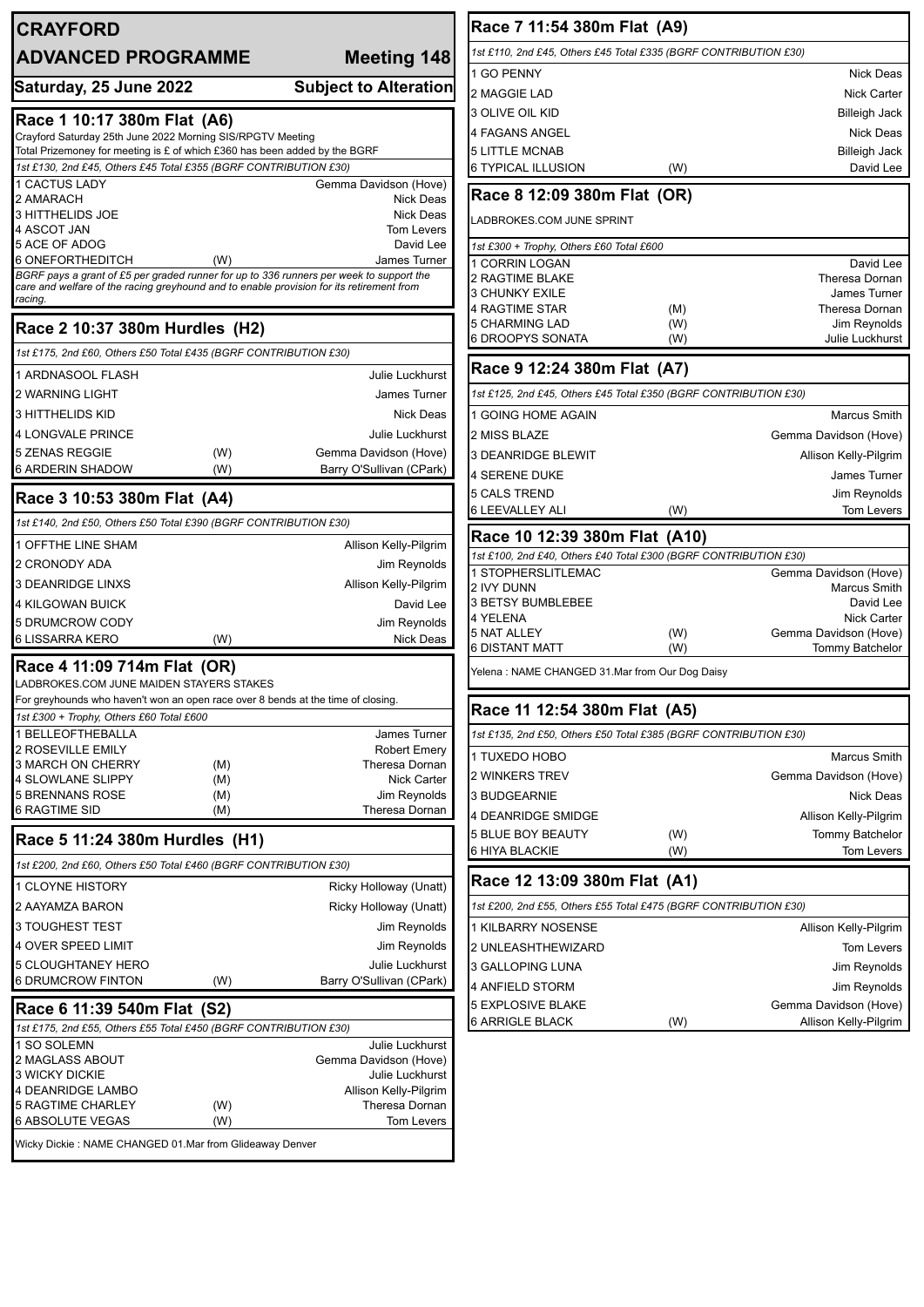# CRAYFORD

## ADVANCED PROGRAMME — Meeting 148

**Saturday, 25 June 2022** — **Subject to Alteration**

## Race 1 10:17 380m Flat (A6)

Crayford Saturday 25th June 2022 Morning SIS/RPGTV Meeting
Total Prizemoney for meeting is £ of which £360 has been added by the BGRF

*1st £130, 2nd £45, Others £45 Total £355 (BGRF CONTRIBUTION £30)*

| Runner | | Trainer |
|---|---|---|
| 1 CACTUS LADY | | Gemma Davidson (Hove) |
| 2 AMARACH | | Nick Deas |
| 3 HITTHELIDS JOE | | Nick Deas |
| 4 ASCOT JAN | | Tom Levers |
| 5 ACE OF ADOG | | David Lee |
| 6 ONEFORTHEDITCH | (W) | James Turner |

BGRF pays a grant of £5 per graded runner for up to 336 runners per week to support the care and welfare of the racing greyhound and to enable provision for its retirement from racing.

## Race 2 10:37 380m Hurdles (H2)

*1st £175, 2nd £60, Others £50 Total £435 (BGRF CONTRIBUTION £30)*

| Runner | | Trainer |
|---|---|---|
| 1 ARDNASOOL FLASH | | Julie Luckhurst |
| 2 WARNING LIGHT | | James Turner |
| 3 HITTHELIDS KID | | Nick Deas |
| 4 LONGVALE PRINCE | | Julie Luckhurst |
| 5 ZENAS REGGIE | (W) | Gemma Davidson (Hove) |
| 6 ARDERIN SHADOW | (W) | Barry O'Sullivan (CPark) |

## Race 3 10:53 380m Flat (A4)

*1st £140, 2nd £50, Others £50 Total £390 (BGRF CONTRIBUTION £30)*

| Runner | | Trainer |
|---|---|---|
| 1 OFFTHE LINE SHAM | | Allison Kelly-Pilgrim |
| 2 CRONODY ADA | | Jim Reynolds |
| 3 DEANRIDGE LINXS | | Allison Kelly-Pilgrim |
| 4 KILGOWAN BUICK | | David Lee |
| 5 DRUMCROW CODY | | Jim Reynolds |
| 6 LISSARRA KERO | (W) | Nick Deas |

## Race 4 11:09 714m Flat (OR)

LADBROKES.COM JUNE MAIDEN STAYERS STAKES
For greyhounds who haven't won an open race over 8 bends at the time of closing.

*1st £300 + Trophy, Others £60 Total £600*

| Runner | | Trainer |
|---|---|---|
| 1 BELLEOFTHEBALLA | | James Turner |
| 2 ROSEVILLE EMILY | | Robert Emery |
| 3 MARCH ON CHERRY | (M) | Theresa Dornan |
| 4 SLOWLANE SLIPPY | (M) | Nick Carter |
| 5 BRENNANS ROSE | (M) | Jim Reynolds |
| 6 RAGTIME SID | (M) | Theresa Dornan |

## Race 5 11:24 380m Hurdles (H1)

*1st £200, 2nd £60, Others £50 Total £460 (BGRF CONTRIBUTION £30)*

| Runner | | Trainer |
|---|---|---|
| 1 CLOYNE HISTORY | | Ricky Holloway (Unatt) |
| 2 AAYAMZA BARON | | Ricky Holloway (Unatt) |
| 3 TOUGHEST TEST | | Jim Reynolds |
| 4 OVER SPEED LIMIT | | Jim Reynolds |
| 5 CLOUGHTANEY HERO | | Julie Luckhurst |
| 6 DRUMCROW FINTON | (W) | Barry O'Sullivan (CPark) |

## Race 6 11:39 540m Flat (S2)

*1st £175, 2nd £55, Others £55 Total £450 (BGRF CONTRIBUTION £30)*

| Runner | | Trainer |
|---|---|---|
| 1 SO SOLEMN | | Julie Luckhurst |
| 2 MAGLASS ABOUT | | Gemma Davidson (Hove) |
| 3 WICKY DICKIE | | Julie Luckhurst |
| 4 DEANRIDGE LAMBO | | Allison Kelly-Pilgrim |
| 5 RAGTIME CHARLEY | (W) | Theresa Dornan |
| 6 ABSOLUTE VEGAS | (W) | Tom Levers |

Wicky Dickie : NAME CHANGED 01.Mar from Glideaway Denver

## Race 7 11:54 380m Flat (A9)

*1st £110, 2nd £45, Others £45 Total £335 (BGRF CONTRIBUTION £30)*

| Runner | | Trainer |
|---|---|---|
| 1 GO PENNY | | Nick Deas |
| 2 MAGGIE LAD | | Nick Carter |
| 3 OLIVE OIL KID | | Billeigh Jack |
| 4 FAGANS ANGEL | | Nick Deas |
| 5 LITTLE MCNAB | | Billeigh Jack |
| 6 TYPICAL ILLUSION | (W) | David Lee |

## Race 8 12:09 380m Flat (OR)

LADBROKES.COM JUNE SPRINT

*1st £300 + Trophy, Others £60 Total £600*

| Runner | | Trainer |
|---|---|---|
| 1 CORRIN LOGAN | | David Lee |
| 2 RAGTIME BLAKE | | Theresa Dornan |
| 3 CHUNKY EXILE | | James Turner |
| 4 RAGTIME STAR | (M) | Theresa Dornan |
| 5 CHARMING LAD | (W) | Jim Reynolds |
| 6 DROOPYS SONATA | (W) | Julie Luckhurst |

## Race 9 12:24 380m Flat (A7)

*1st £125, 2nd £45, Others £45 Total £350 (BGRF CONTRIBUTION £30)*

| Runner | | Trainer |
|---|---|---|
| 1 GOING HOME AGAIN | | Marcus Smith |
| 2 MISS BLAZE | | Gemma Davidson (Hove) |
| 3 DEANRIDGE BLEWIT | | Allison Kelly-Pilgrim |
| 4 SERENE DUKE | | James Turner |
| 5 CALS TREND | | Jim Reynolds |
| 6 LEEVALLEY ALI | (W) | Tom Levers |

## Race 10 12:39 380m Flat (A10)

*1st £100, 2nd £40, Others £40 Total £300 (BGRF CONTRIBUTION £30)*

| Runner | | Trainer |
|---|---|---|
| 1 STOPHERSLITLEMAC | | Gemma Davidson (Hove) |
| 2 IVY DUNN | | Marcus Smith |
| 3 BETSY BUMBLEBEE | | David Lee |
| 4 YELENA | | Nick Carter |
| 5 NAT ALLEY | (W) | Gemma Davidson (Hove) |
| 6 DISTANT MATT | (W) | Tommy Batchelor |

Yelena : NAME CHANGED 31.Mar from Our Dog Daisy

## Race 11 12:54 380m Flat (A5)

*1st £135, 2nd £50, Others £50 Total £385 (BGRF CONTRIBUTION £30)*

| Runner | | Trainer |
|---|---|---|
| 1 TUXEDO HOBO | | Marcus Smith |
| 2 WINKERS TREV | | Gemma Davidson (Hove) |
| 3 BUDGEARNIE | | Nick Deas |
| 4 DEANRIDGE SMIDGE | | Allison Kelly-Pilgrim |
| 5 BLUE BOY BEAUTY | (W) | Tommy Batchelor |
| 6 HIYA BLACKIE | (W) | Tom Levers |

## Race 12 13:09 380m Flat (A1)

*1st £200, 2nd £55, Others £55 Total £475 (BGRF CONTRIBUTION £30)*

| Runner | | Trainer |
|---|---|---|
| 1 KILBARRY NOSENSE | | Allison Kelly-Pilgrim |
| 2 UNLEASHTHEWIZARD | | Tom Levers |
| 3 GALLOPING LUNA | | Jim Reynolds |
| 4 ANFIELD STORM | | Jim Reynolds |
| 5 EXPLOSIVE BLAKE | | Gemma Davidson (Hove) |
| 6 ARRIGLE BLACK | (W) | Allison Kelly-Pilgrim |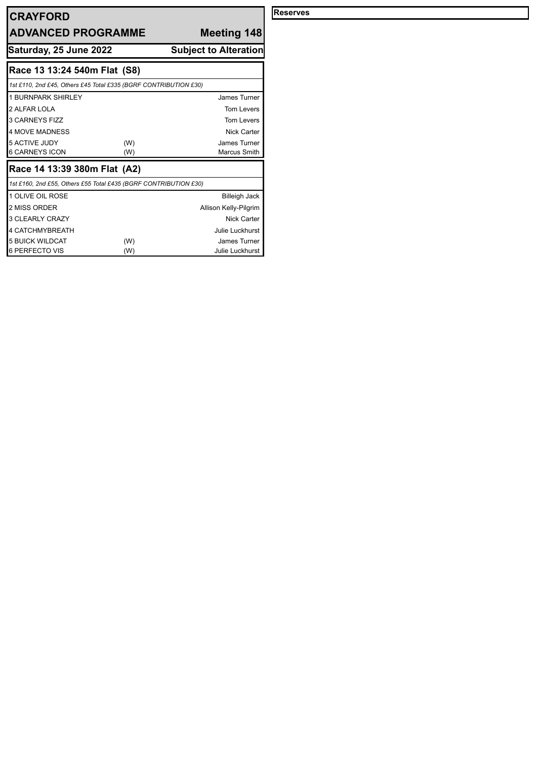# CRAFORD

## ADVANCED PROGRAMME — Meeting 148

**Saturday, 25 June 2022** — **Subject to Alteration**

### Race 13 13:24 540m Flat (S8)

*1st £110, 2nd £45, Others £45 Total £335 (BGRF CONTRIBUTION £30)*

| | | |
|---|---|---|
| 1 BURNPARK SHIRLEY | | James Turner |
| 2 ALFAR LOLA | | Tom Levers |
| 3 CARNEYS FIZZ | | Tom Levers |
| 4 MOVE MADNESS | | Nick Carter |
| 5 ACTIVE JUDY | (W) | James Turner |
| 6 CARNEYS ICON | (W) | Marcus Smith |

### Race 14 13:39 380m Flat (A2)

*1st £160, 2nd £55, Others £55 Total £435 (BGRF CONTRIBUTION £30)*

| | | |
|---|---|---|
| 1 OLIVE OIL ROSE | | Billeigh Jack |
| 2 MISS ORDER | | Allison Kelly-Pilgrim |
| 3 CLEARLY CRAZY | | Nick Carter |
| 4 CATCHMYBREATH | | Julie Luckhurst |
| 5 BUICK WILDCAT | (W) | James Turner |
| 6 PERFECTO VIS | (W) | Julie Luckhurst |

**Reserves**